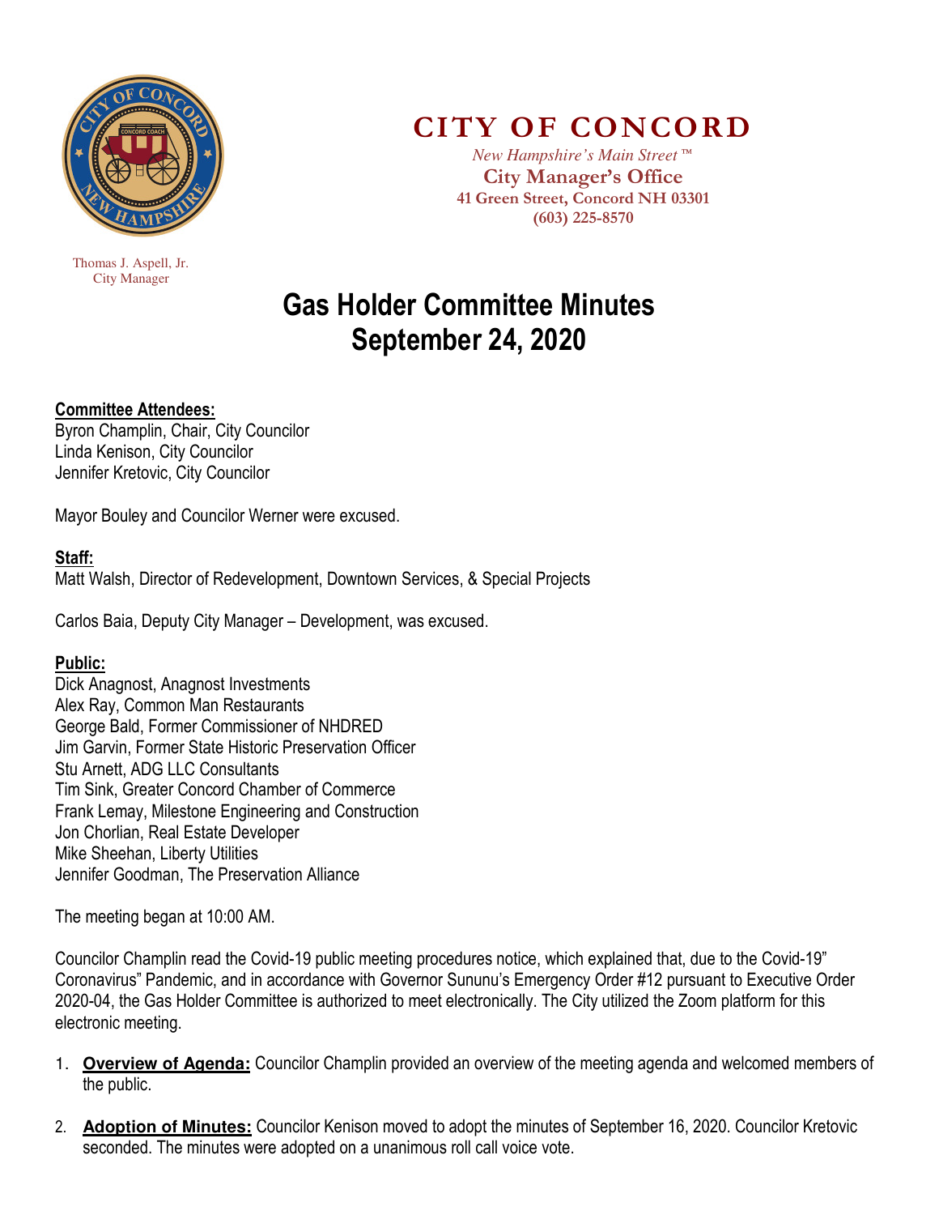# CITY OF CONCORD

*New Hampshire's Main Street™*
**City Manager's Office**
**41 Green Street, Concord NH 03301**
**(603) 225-8570**

Thomas J. Aspell, Jr.
City Manager

# Gas Holder Committee Minutes
# September 24, 2020

**Committee Attendees:**
Byron Champlin, Chair, City Councilor
Linda Kenison, City Councilor
Jennifer Kretovic, City Councilor

Mayor Bouley and Councilor Werner were excused.

**Staff:**
Matt Walsh, Director of Redevelopment, Downtown Services, & Special Projects

Carlos Baia, Deputy City Manager – Development, was excused.

**Public:**
Dick Anagnost, Anagnost Investments
Alex Ray, Common Man Restaurants
George Bald, Former Commissioner of NHDRED
Jim Garvin, Former State Historic Preservation Officer
Stu Arnett, ADG LLC Consultants
Tim Sink, Greater Concord Chamber of Commerce
Frank Lemay, Milestone Engineering and Construction
Jon Chorlian, Real Estate Developer
Mike Sheehan, Liberty Utilities
Jennifer Goodman, The Preservation Alliance

The meeting began at 10:00 AM.

Councilor Champlin read the Covid-19 public meeting procedures notice, which explained that, due to the Covid-19" Coronavirus" Pandemic, and in accordance with Governor Sununu's Emergency Order #12 pursuant to Executive Order 2020-04, the Gas Holder Committee is authorized to meet electronically. The City utilized the Zoom platform for this electronic meeting.

1. **Overview of Agenda:** Councilor Champlin provided an overview of the meeting agenda and welcomed members of the public.

2. **Adoption of Minutes:** Councilor Kenison moved to adopt the minutes of September 16, 2020. Councilor Kretovic seconded. The minutes were adopted on a unanimous roll call voice vote.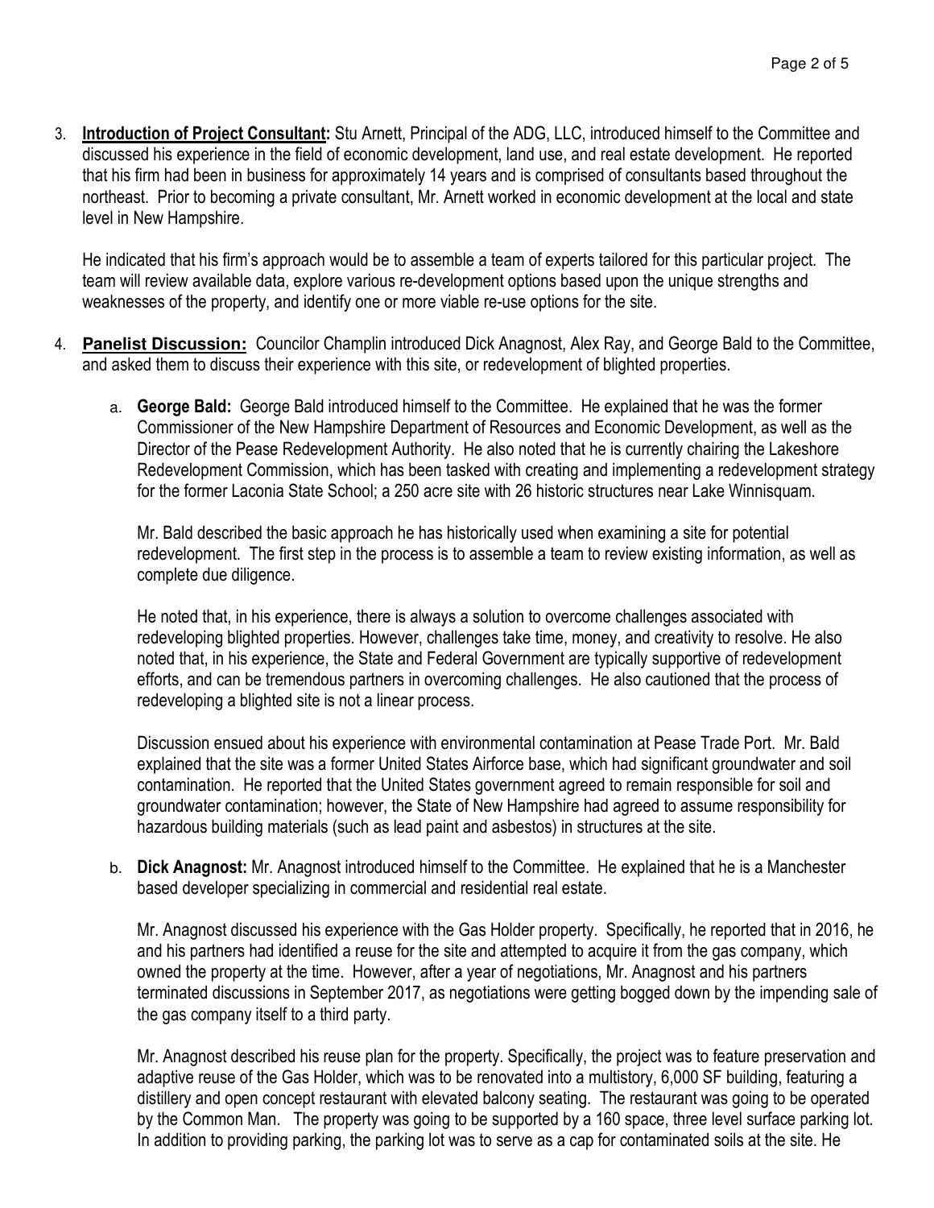3. **Introduction of Project Consultant:** Stu Arnett, Principal of the ADG, LLC, introduced himself to the Committee and discussed his experience in the field of economic development, land use, and real estate development. He reported that his firm had been in business for approximately 14 years and is comprised of consultants based throughout the northeast. Prior to becoming a private consultant, Mr. Arnett worked in economic development at the local and state level in New Hampshire.

   He indicated that his firm's approach would be to assemble a team of experts tailored for this particular project. The team will review available data, explore various re-development options based upon the unique strengths and weaknesses of the property, and identify one or more viable re-use options for the site.

4. **Panelist Discussion:** Councilor Champlin introduced Dick Anagnost, Alex Ray, and George Bald to the Committee, and asked them to discuss their experience with this site, or redevelopment of blighted properties.

   a. **George Bald:** George Bald introduced himself to the Committee. He explained that he was the former Commissioner of the New Hampshire Department of Resources and Economic Development, as well as the Director of the Pease Redevelopment Authority. He also noted that he is currently chairing the Lakeshore Redevelopment Commission, which has been tasked with creating and implementing a redevelopment strategy for the former Laconia State School; a 250 acre site with 26 historic structures near Lake Winnisquam.

      Mr. Bald described the basic approach he has historically used when examining a site for potential redevelopment. The first step in the process is to assemble a team to review existing information, as well as complete due diligence.

      He noted that, in his experience, there is always a solution to overcome challenges associated with redeveloping blighted properties. However, challenges take time, money, and creativity to resolve. He also noted that, in his experience, the State and Federal Government are typically supportive of redevelopment efforts, and can be tremendous partners in overcoming challenges. He also cautioned that the process of redeveloping a blighted site is not a linear process.

      Discussion ensued about his experience with environmental contamination at Pease Trade Port. Mr. Bald explained that the site was a former United States Airforce base, which had significant groundwater and soil contamination. He reported that the United States government agreed to remain responsible for soil and groundwater contamination; however, the State of New Hampshire had agreed to assume responsibility for hazardous building materials (such as lead paint and asbestos) in structures at the site.

   b. **Dick Anagnost:** Mr. Anagnost introduced himself to the Committee. He explained that he is a Manchester based developer specializing in commercial and residential real estate.

      Mr. Anagnost discussed his experience with the Gas Holder property. Specifically, he reported that in 2016, he and his partners had identified a reuse for the site and attempted to acquire it from the gas company, which owned the property at the time. However, after a year of negotiations, Mr. Anagnost and his partners terminated discussions in September 2017, as negotiations were getting bogged down by the impending sale of the gas company itself to a third party.

      Mr. Anagnost described his reuse plan for the property. Specifically, the project was to feature preservation and adaptive reuse of the Gas Holder, which was to be renovated into a multistory, 6,000 SF building, featuring a distillery and open concept restaurant with elevated balcony seating. The restaurant was going to be operated by the Common Man. The property was going to be supported by a 160 space, three level surface parking lot. In addition to providing parking, the parking lot was to serve as a cap for contaminated soils at the site. He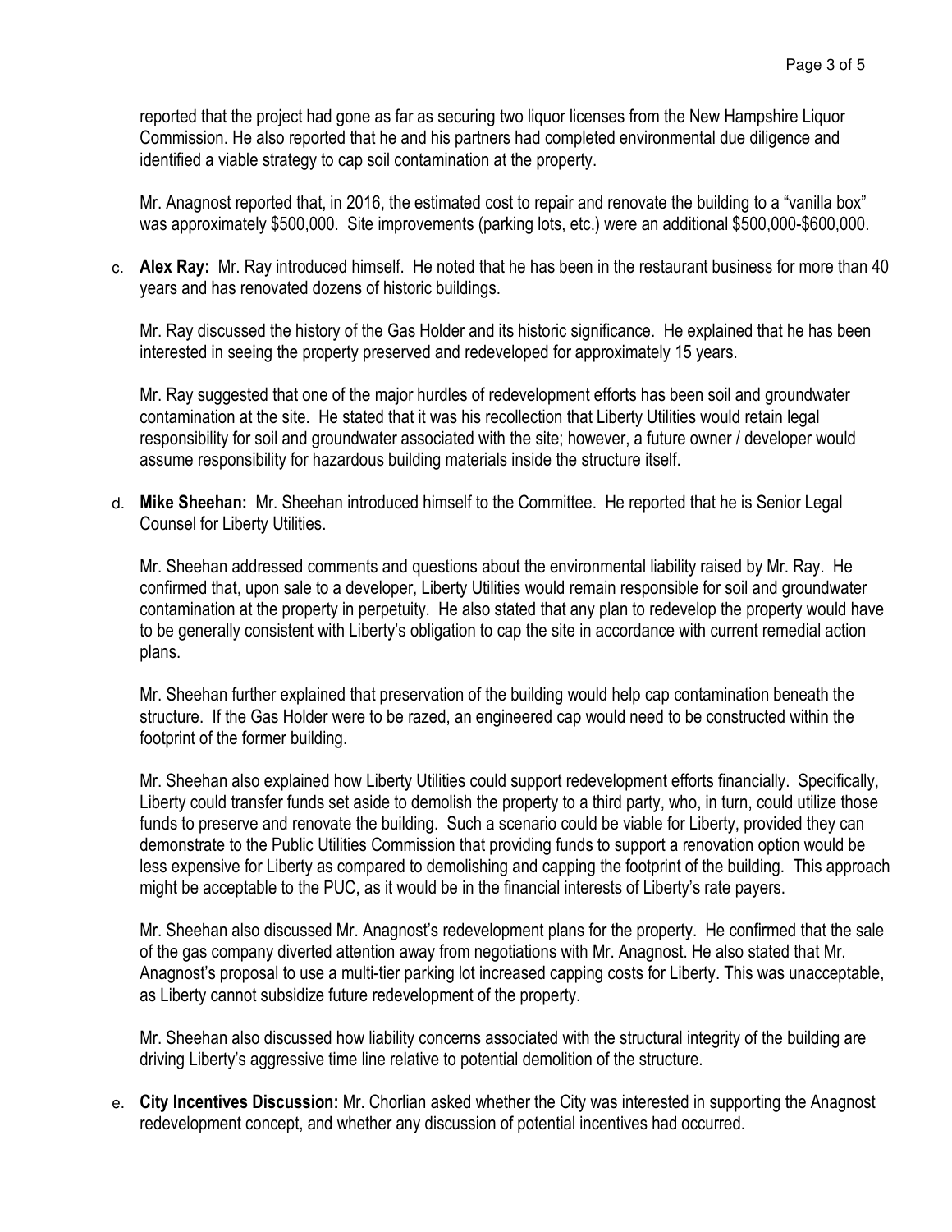reported that the project had gone as far as securing two liquor licenses from the New Hampshire Liquor Commission. He also reported that he and his partners had completed environmental due diligence and identified a viable strategy to cap soil contamination at the property.

Mr. Anagnost reported that, in 2016, the estimated cost to repair and renovate the building to a "vanilla box" was approximately $500,000. Site improvements (parking lots, etc.) were an additional $500,000-$600,000.

c. **Alex Ray:** Mr. Ray introduced himself. He noted that he has been in the restaurant business for more than 40 years and has renovated dozens of historic buildings.

   Mr. Ray discussed the history of the Gas Holder and its historic significance. He explained that he has been interested in seeing the property preserved and redeveloped for approximately 15 years.

   Mr. Ray suggested that one of the major hurdles of redevelopment efforts has been soil and groundwater contamination at the site. He stated that it was his recollection that Liberty Utilities would retain legal responsibility for soil and groundwater associated with the site; however, a future owner / developer would assume responsibility for hazardous building materials inside the structure itself.

d. **Mike Sheehan:** Mr. Sheehan introduced himself to the Committee. He reported that he is Senior Legal Counsel for Liberty Utilities.

   Mr. Sheehan addressed comments and questions about the environmental liability raised by Mr. Ray. He confirmed that, upon sale to a developer, Liberty Utilities would remain responsible for soil and groundwater contamination at the property in perpetuity. He also stated that any plan to redevelop the property would have to be generally consistent with Liberty's obligation to cap the site in accordance with current remedial action plans.

   Mr. Sheehan further explained that preservation of the building would help cap contamination beneath the structure. If the Gas Holder were to be razed, an engineered cap would need to be constructed within the footprint of the former building.

   Mr. Sheehan also explained how Liberty Utilities could support redevelopment efforts financially. Specifically, Liberty could transfer funds set aside to demolish the property to a third party, who, in turn, could utilize those funds to preserve and renovate the building. Such a scenario could be viable for Liberty, provided they can demonstrate to the Public Utilities Commission that providing funds to support a renovation option would be less expensive for Liberty as compared to demolishing and capping the footprint of the building. This approach might be acceptable to the PUC, as it would be in the financial interests of Liberty's rate payers.

   Mr. Sheehan also discussed Mr. Anagnost's redevelopment plans for the property. He confirmed that the sale of the gas company diverted attention away from negotiations with Mr. Anagnost. He also stated that Mr. Anagnost's proposal to use a multi-tier parking lot increased capping costs for Liberty. This was unacceptable, as Liberty cannot subsidize future redevelopment of the property.

   Mr. Sheehan also discussed how liability concerns associated with the structural integrity of the building are driving Liberty's aggressive time line relative to potential demolition of the structure.

e. **City Incentives Discussion:** Mr. Chorlian asked whether the City was interested in supporting the Anagnost redevelopment concept, and whether any discussion of potential incentives had occurred.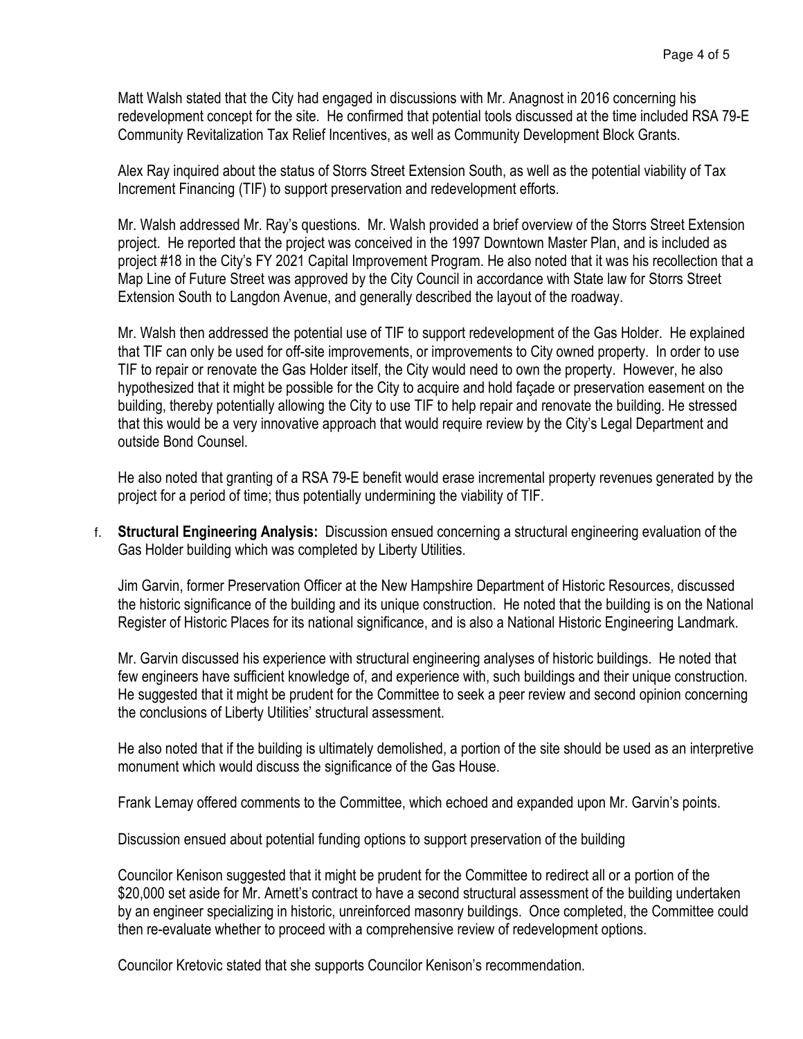Matt Walsh stated that the City had engaged in discussions with Mr. Anagnost in 2016 concerning his redevelopment concept for the site. He confirmed that potential tools discussed at the time included RSA 79-E Community Revitalization Tax Relief Incentives, as well as Community Development Block Grants.

Alex Ray inquired about the status of Storrs Street Extension South, as well as the potential viability of Tax Increment Financing (TIF) to support preservation and redevelopment efforts.

Mr. Walsh addressed Mr. Ray's questions. Mr. Walsh provided a brief overview of the Storrs Street Extension project. He reported that the project was conceived in the 1997 Downtown Master Plan, and is included as project #18 in the City's FY 2021 Capital Improvement Program. He also noted that it was his recollection that a Map Line of Future Street was approved by the City Council in accordance with State law for Storrs Street Extension South to Langdon Avenue, and generally described the layout of the roadway.

Mr. Walsh then addressed the potential use of TIF to support redevelopment of the Gas Holder. He explained that TIF can only be used for off-site improvements, or improvements to City owned property. In order to use TIF to repair or renovate the Gas Holder itself, the City would need to own the property. However, he also hypothesized that it might be possible for the City to acquire and hold façade or preservation easement on the building, thereby potentially allowing the City to use TIF to help repair and renovate the building. He stressed that this would be a very innovative approach that would require review by the City's Legal Department and outside Bond Counsel.

He also noted that granting of a RSA 79-E benefit would erase incremental property revenues generated by the project for a period of time; thus potentially undermining the viability of TIF.

f. **Structural Engineering Analysis:** Discussion ensued concerning a structural engineering evaluation of the Gas Holder building which was completed by Liberty Utilities.

Jim Garvin, former Preservation Officer at the New Hampshire Department of Historic Resources, discussed the historic significance of the building and its unique construction. He noted that the building is on the National Register of Historic Places for its national significance, and is also a National Historic Engineering Landmark.

Mr. Garvin discussed his experience with structural engineering analyses of historic buildings. He noted that few engineers have sufficient knowledge of, and experience with, such buildings and their unique construction. He suggested that it might be prudent for the Committee to seek a peer review and second opinion concerning the conclusions of Liberty Utilities' structural assessment.

He also noted that if the building is ultimately demolished, a portion of the site should be used as an interpretive monument which would discuss the significance of the Gas House.

Frank Lemay offered comments to the Committee, which echoed and expanded upon Mr. Garvin's points.

Discussion ensued about potential funding options to support preservation of the building

Councilor Kenison suggested that it might be prudent for the Committee to redirect all or a portion of the $20,000 set aside for Mr. Arnett's contract to have a second structural assessment of the building undertaken by an engineer specializing in historic, unreinforced masonry buildings. Once completed, the Committee could then re-evaluate whether to proceed with a comprehensive review of redevelopment options.

Councilor Kretovic stated that she supports Councilor Kenison's recommendation.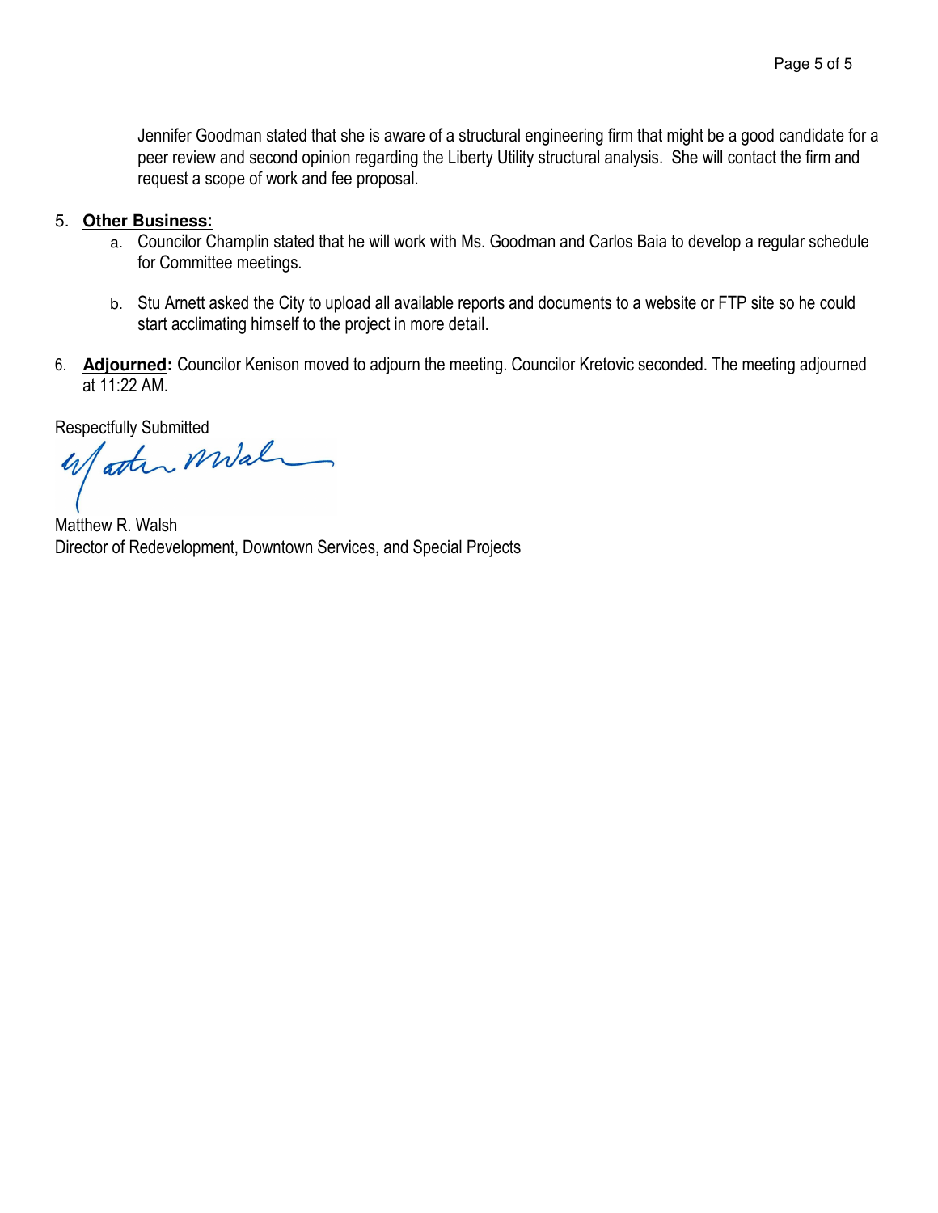Jennifer Goodman stated that she is aware of a structural engineering firm that might be a good candidate for a peer review and second opinion regarding the Liberty Utility structural analysis. She will contact the firm and request a scope of work and fee proposal.

5. **Other Business:**
   a. Councilor Champlin stated that he will work with Ms. Goodman and Carlos Baia to develop a regular schedule for Committee meetings.

   b. Stu Arnett asked the City to upload all available reports and documents to a website or FTP site so he could start acclimating himself to the project in more detail.

6. **Adjourned:** Councilor Kenison moved to adjourn the meeting. Councilor Kretovic seconded. The meeting adjourned at 11:22 AM.

Respectfully Submitted

Matthew R. Walsh
Director of Redevelopment, Downtown Services, and Special Projects